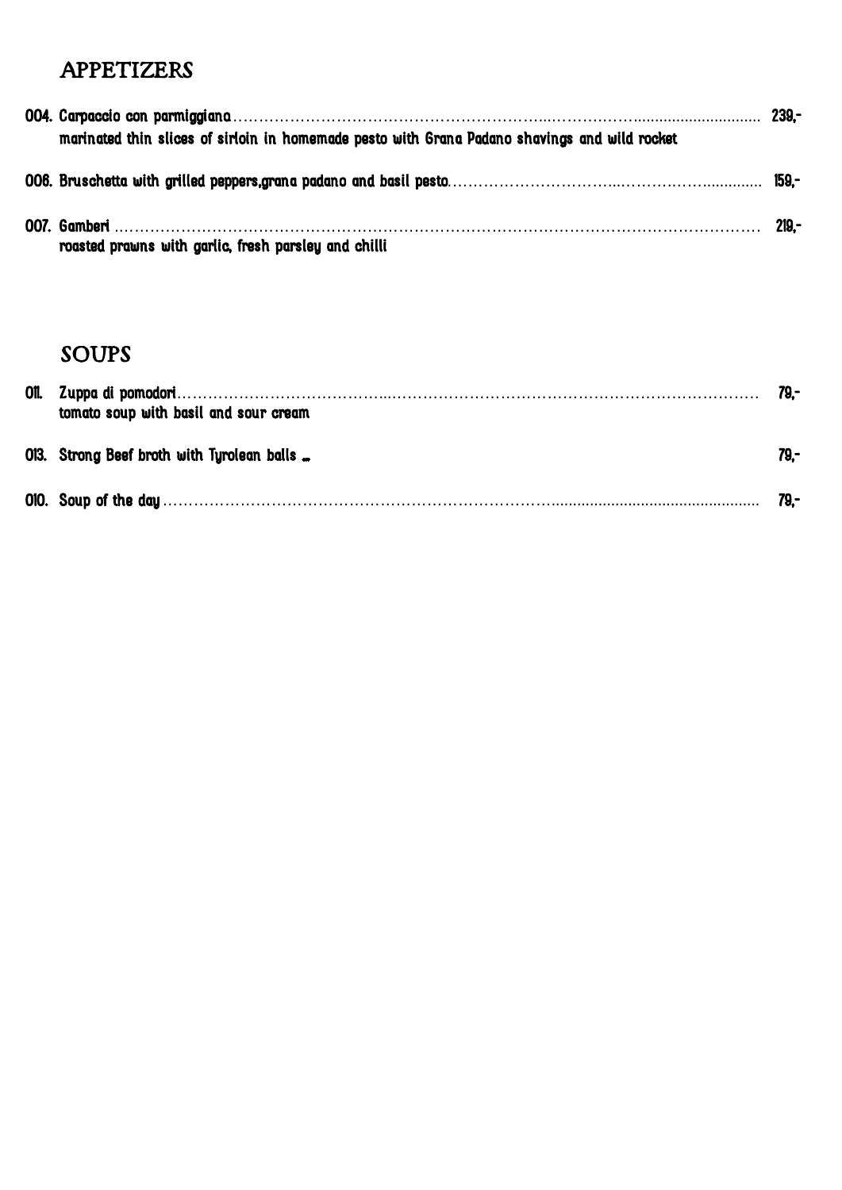## APPETIZERS

004. Carpaccio con parmiggiana ... 239,-
marinated thin slices of sirloin in homemade pesto with Grana Padano shavings and wild rocket

006. Bruschetta with grilled peppers,grana padano and basil pesto ... 159,-

007. Gamberi ... 219,-
roasted prawns with garlic, fresh parsley and chilli

## SOUPS

011. Zuppa di pomodori ... 79,-
tomato soup with basil and sour cream

013. Strong Beef broth with Tyrolean balls ... 79,-

010. Soup of the day ... 79,-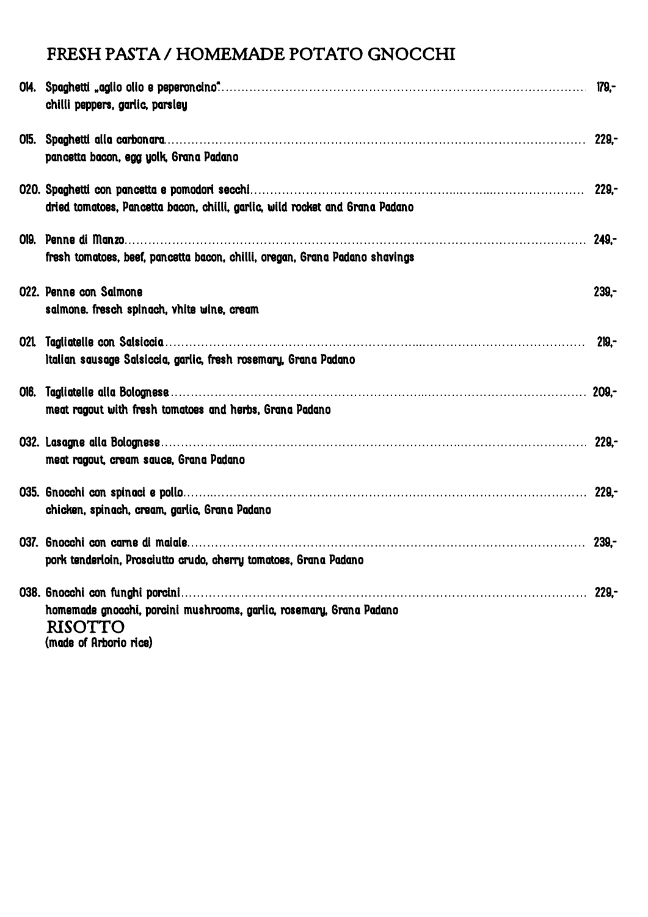## FRESH PASTA / HOMEMADE POTATO GNOCCHI

014. Spaghetti „aglio olio e peperoncino" ........ 179,-
chilli peppers, garlic, parsley

015. Spaghetti alla carbonara ........ 229,-
pancetta bacon, egg yolk, Grana Padano

020. Spaghetti con pancetta e pomodori secchi ........ 229,-
dried tomatoes, Pancetta bacon, chilli, garlic, wild rocket and Grana Padano

019. Penne di Manzo ........ 249,-
fresh tomatoes, beef, pancetta bacon, chilli, oregan, Grana Padano shavings

022. Penne con Salmone 239,-
salmone. fresch spinach, vhite wine, cream

021. Tagliatelle con Salsiccia ........ 219,-
Italian sausage Salsiccia, garlic, fresh rosemary, Grana Padano

016. Tagliatelle alla Bolognese ........ 209,-
meat ragout with fresh tomatoes and herbs, Grana Padano

032. Lasagne alla Bolognese ........ 229,-
meat ragout, cream sauce, Grana Padano

035. Gnocchi con spinaci e pollo ........ 229,-
chicken, spinach, cream, garlic, Grana Padano

037. Gnocchi con carne di maiale ........ 239,-
pork tenderloin, Prosciutto crudo, cherry tomatoes, Grana Padano

038. Gnocchi con funghi porcini ........ 229,-
homemade gnocchi, porcini mushrooms, garlic, rosemary, Grana Padano

## RISOTTO

(made of Arborio rice)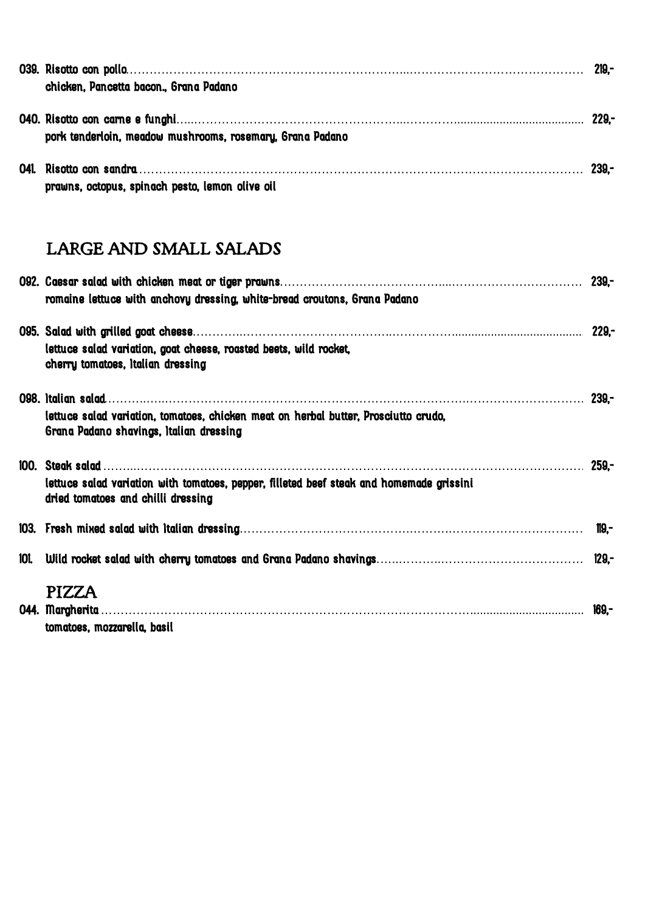039. Risotto con pollo ... 219,-
chicken, Pancetta bacon., Grana Padano

040. Risotto con carne e funghi ... 229,-
pork tenderloin, meadow mushrooms, rosemary, Grana Padano

041. Risotto con sandra ... 239,-
prawns, octopus, spinach pesto, lemon olive oil

## LARGE AND SMALL SALADS

092. Caesar salad with chicken meat or tiger prawns ... 239,-
romaine lettuce with anchovy dressing, white-bread croutons, Grana Padano

095. Salad with grilled goat cheese ... 229,-
lettuce salad variation, goat cheese, roasted beets, wild rocket,
cherry tomatoes, Italian dressing

098. Italian salad ... 239,-
lettuce salad variation, tomatoes, chicken meat on herbal butter, Prosciutto crudo,
Grana Padano shavings, Italian dressing

100. Steak salad ... 259,-
lettuce salad variation with tomatoes, pepper, filleted beef steak and homemade grissini
dried tomatoes and chilli dressing

103. Fresh mixed salad with Italian dressing ... 119,-

101. Wild rocket salad with cherry tomatoes and Grana Padano shavings ... 129,-

## PIZZA

044. Margherita ... 169,-
tomatoes, mozzarella, basil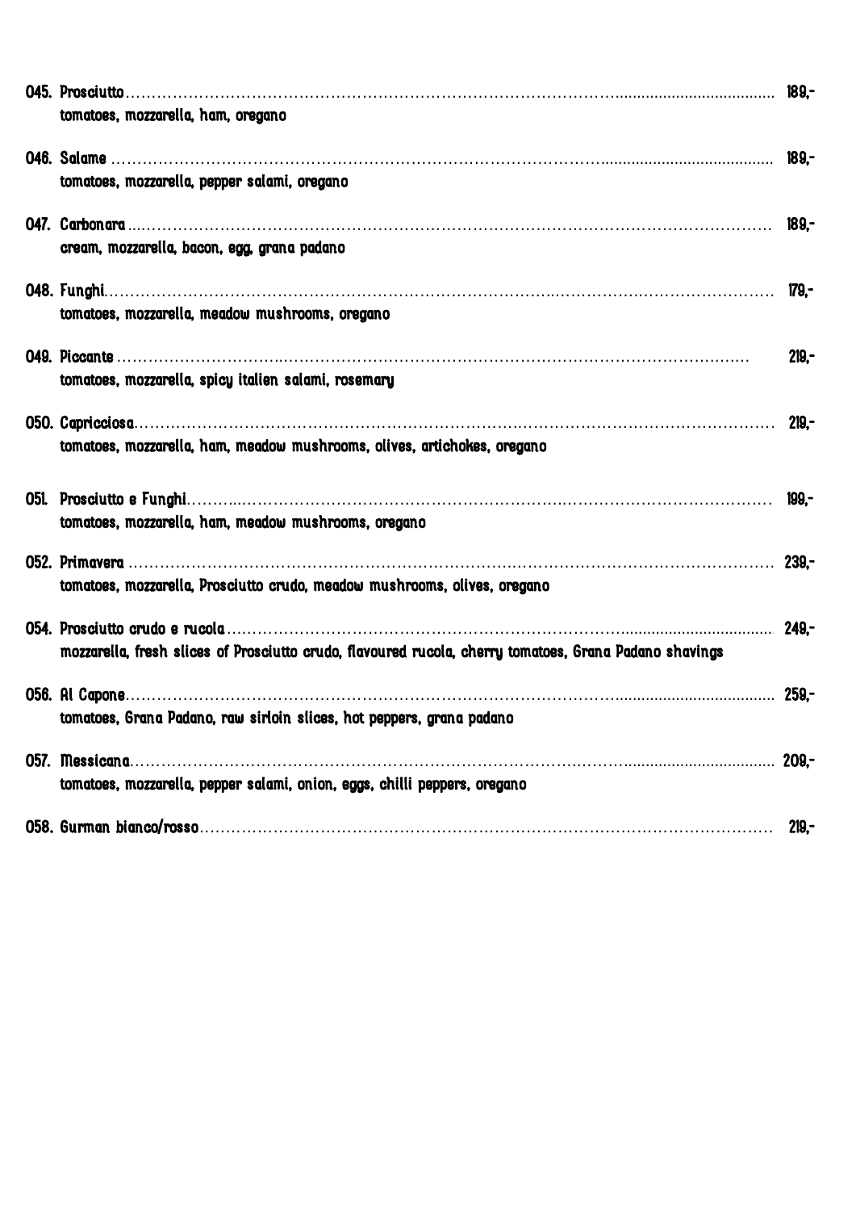045. Prosciutto ........................................................................................................ 189,-
tomatoes, mozzarella, ham, oregano

046. Salame ........................................................................................................ 189,-
tomatoes, mozzarella, pepper salami, oregano

047. Carbonara ........................................................................................................ 189,-
cream, mozzarella, bacon, egg, grana padano

048. Funghi ........................................................................................................ 179,-
tomatoes, mozzarella, meadow mushrooms, oregano

049. Piccante ........................................................................................................ 219,-
tomatoes, mozzarella, spicy italien salami, rosemary

050. Capricciosa ........................................................................................................ 219,-
tomatoes, mozzarella, ham, meadow mushrooms, olives, artichokes, oregano

051. Prosciutto e Funghi ........................................................................................................ 199,-
tomatoes, mozzarella, ham, meadow mushrooms, oregano

052. Primavera ........................................................................................................ 239,-
tomatoes, mozzarella, Prosciutto crudo, meadow mushrooms, olives, oregano

054. Prosciutto crudo e rucola ........................................................................................................ 249,-
mozzarella, fresh slices of Prosciutto crudo, flavoured rucola, cherry tomatoes, Grana Padano shavings

056. Al Capone ........................................................................................................ 259,-
tomatoes, Grana Padano, raw sirloin slices, hot peppers, grana padano

057. Messicana ........................................................................................................ 209,-
tomatoes, mozzarella, pepper salami, onion, eggs, chilli peppers, oregano

058. Gurman bianco/rosso ........................................................................................................ 219,-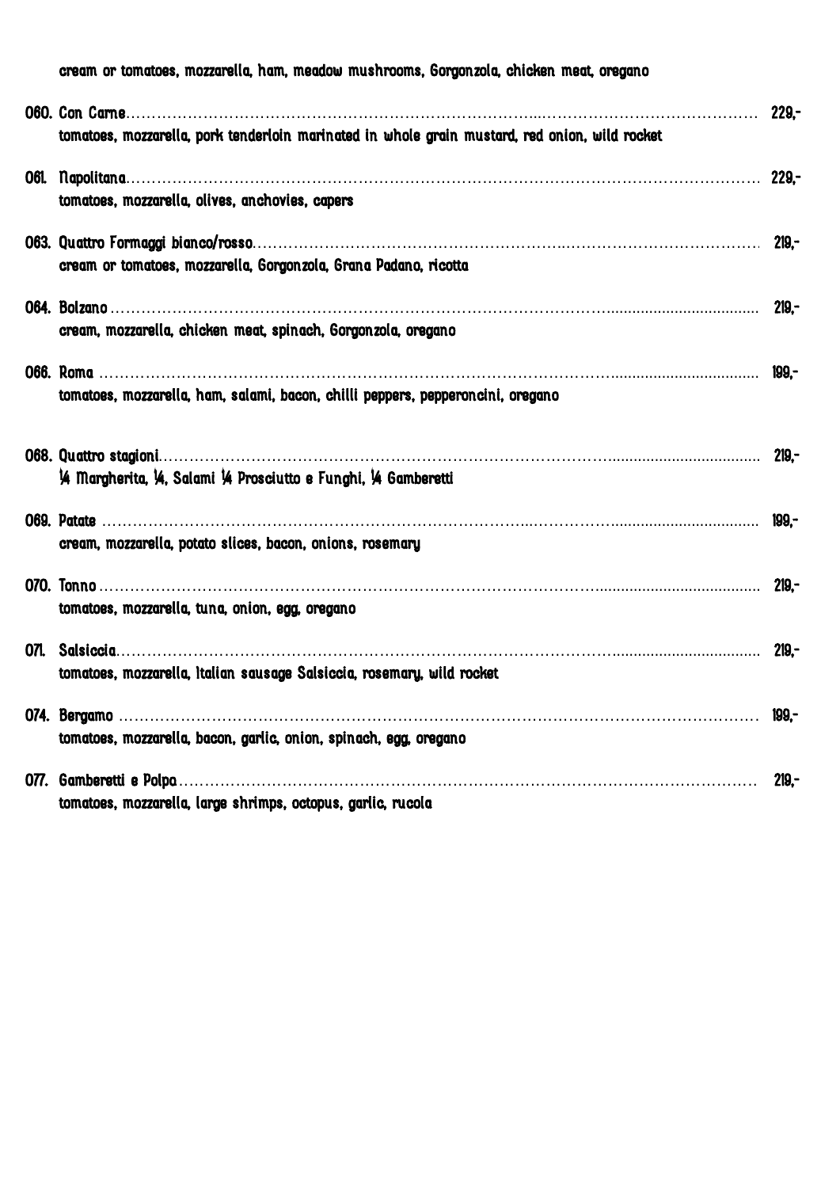cream or tomatoes, mozzarella, ham, meadow mushrooms, Gorgonzola, chicken meat, oregano

060. Con Carne........................................................................................................ 229,-
tomatoes, mozzarella, pork tenderloin marinated in whole grain mustard, red onion, wild rocket

061. Napolitana........................................................................................................ 229,-
tomatoes, mozzarella, olives, anchovies, capers

063. Quattro Formaggi bianco/rosso........................................................................................ 219,-
cream or tomatoes, mozzarella, Gorgonzola, Grana Padano, ricotta

064. Bolzano........................................................................................................ 219,-
cream, mozzarella, chicken meat, spinach, Gorgonzola, oregano

066. Roma........................................................................................................ 199,-
tomatoes, mozzarella, ham, salami, bacon, chilli peppers, pepperoncini, oregano

068. Quattro stagioni........................................................................................................ 219,-
¼ Margherita, ¼, Salami ¼ Prosciutto e Funghi, ¼ Gamberetti

069. Patate........................................................................................................ 199,-
cream, mozzarella, potato slices, bacon, onions, rosemary

070. Tonno........................................................................................................ 219,-
tomatoes, mozzarella, tuna, onion, egg, oregano

071. Salsiccia........................................................................................................ 219,-
tomatoes, mozzarella, Italian sausage Salsiccia, rosemary, wild rocket

074. Bergamo........................................................................................................ 199,-
tomatoes, mozzarella, bacon, garlic, onion, spinach, egg, oregano

077. Gamberetti e Polpo........................................................................................................ 219,-
tomatoes, mozzarella, large shrimps, octopus, garlic, rucola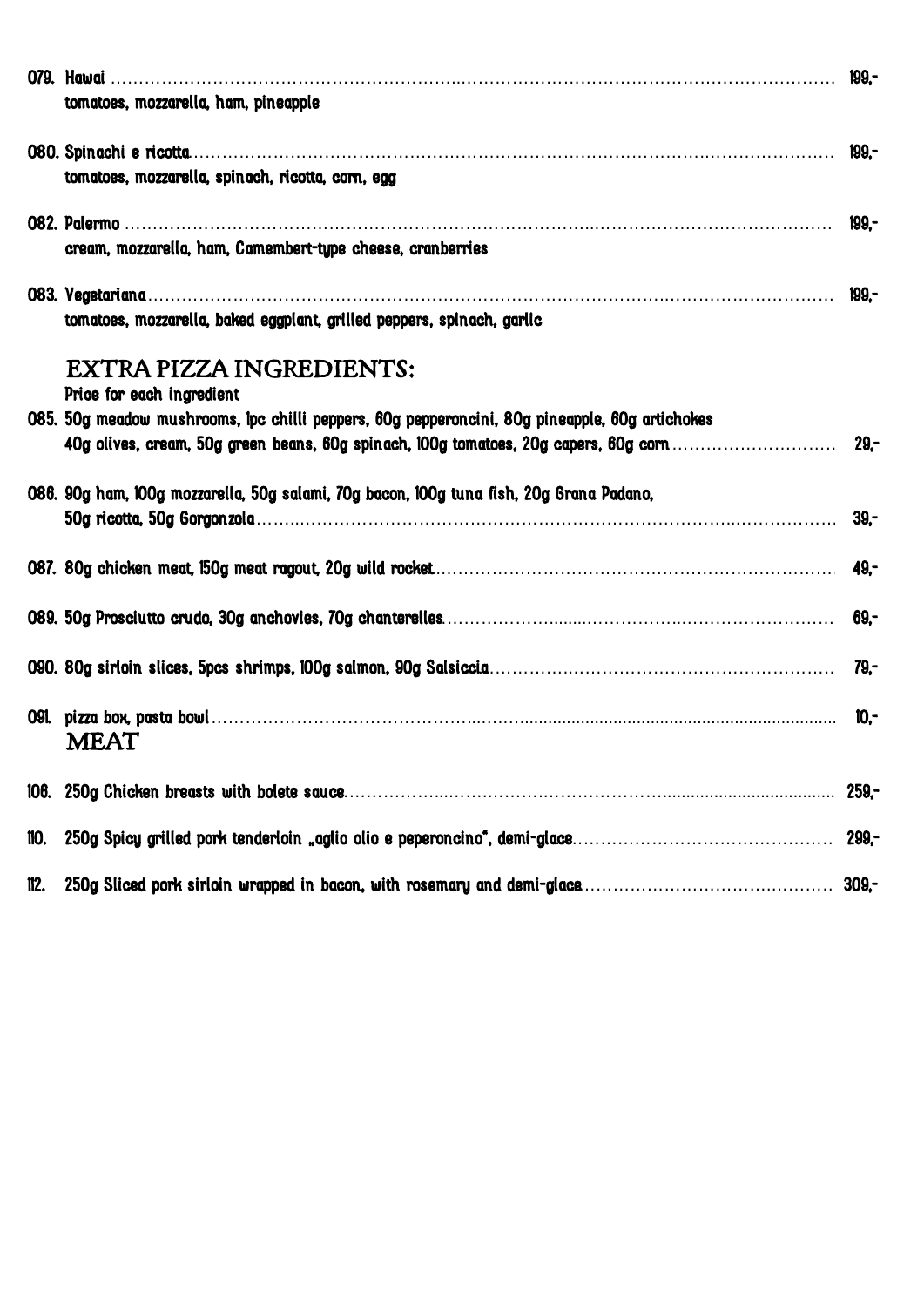079. Hawai ............ 199,-
tomatoes, mozzarella, ham, pineapple

080. Spinachi e ricotta............ 199,-
tomatoes, mozzarella, spinach, ricotta, corn, egg

082. Palermo ............ 199,-
cream, mozzarella, ham, Camembert-type cheese, cranberries

083. Vegetariana............ 199,-
tomatoes, mozzarella, baked eggplant, grilled peppers, spinach, garlic

## EXTRA PIZZA INGREDIENTS:

Price for each ingredient

085. 50g meadow mushrooms, 1pc chilli peppers, 60g pepperoncini, 80g pineapple, 60g artichokes
40g olives, cream, 50g green beans, 60g spinach, 100g tomatoes, 20g capers, 60g corn ............ 29,-

086. 90g ham, 100g mozzarella, 50g salami, 70g bacon, 100g tuna fish, 20g Grana Padano,
50g ricotta, 50g Gorgonzola............ 39,-

087. 80g chicken meat, 150g meat ragout, 20g wild rocket............ 49,-

089. 50g Prosciutto crudo, 30g anchovies, 70g chanterelles............ 69,-

090. 80g sirloin slices, 5pcs shrimps, 100g salmon, 90g Salsiccia............ 79,-

091. pizza box, pasta bowl............ 10,-

## MEAT

106. 250g Chicken breasts with bolete sauce............ 259,-

110. 250g Spicy grilled pork tenderloin „aglio olio e peperoncino", demi-glace............ 299,-

112. 250g Sliced pork sirloin wrapped in bacon, with rosemary and demi-glace............ 309,-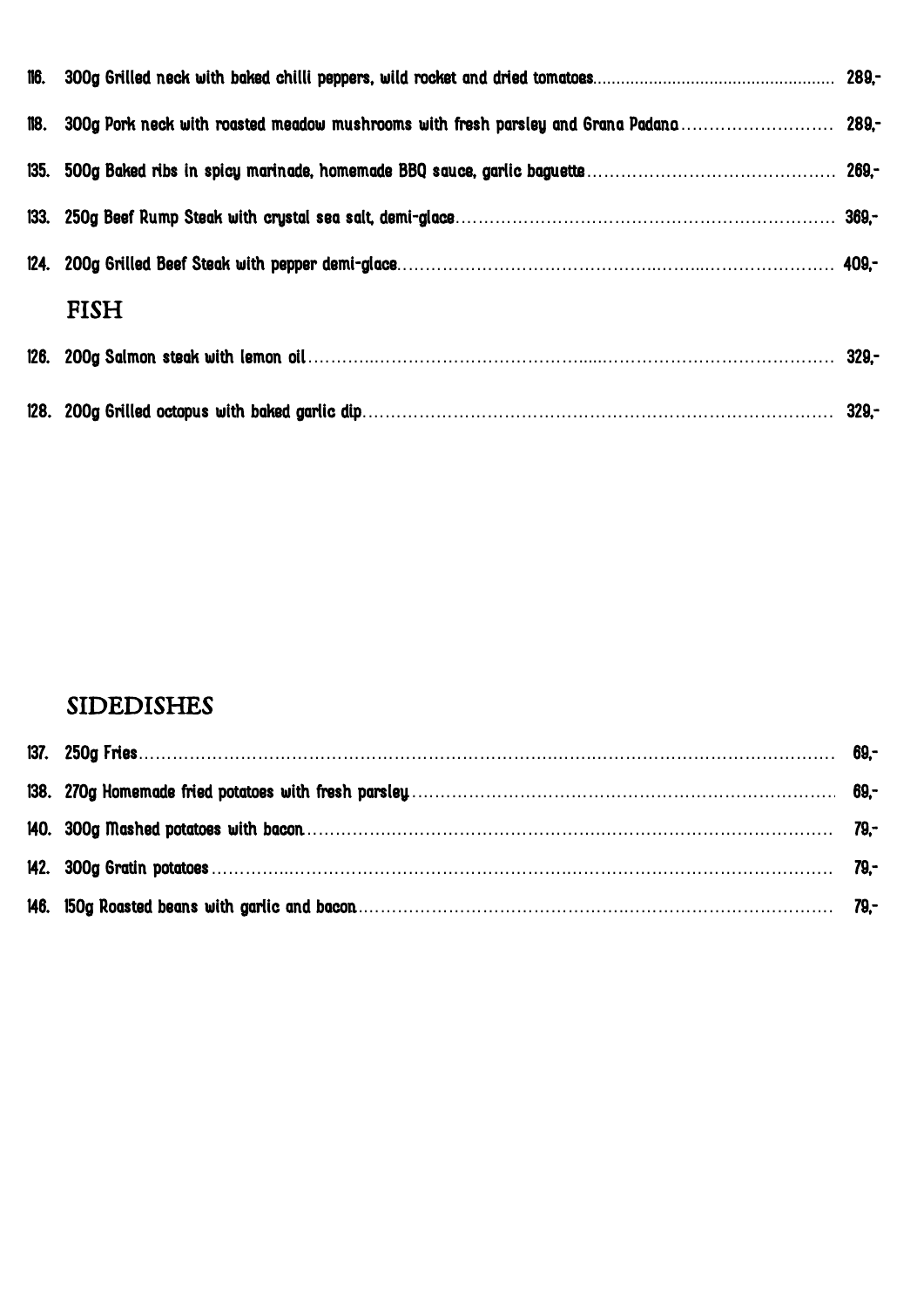116. 300g Grilled neck with baked chilli peppers, wild rocket and dried tomatoes.................................................. 289,-

118. 300g Pork neck with roasted meadow mushrooms with fresh parsley and Grana Padano.......................... 289,-

135. 500g Baked ribs in spicy marinade, homemade BBQ sauce, garlic baguette.......................................... 269,-

133. 250g Beef Rump Steak with crystal sea salt, demi-glace.................................................................. 369,-

124. 200g Grilled Beef Steak with pepper demi-glace......................................................................... 409,-

## FISH

126. 200g Salmon steak with lemon oil..................................................................................... 329,-

128. 200g Grilled octopus with baked garlic dip............................................................................ 329,-

## SIDEDISHES

137. 250g Fries....................................................................................................... 69,-

138. 270g Homemade fried potatoes with fresh parsley..................................................................... 69,-

140. 300g Mashed potatoes with bacon.................................................................................... 79,-

142. 300g Gratin potatoes.............................................................................................. 79,-

146. 150g Roasted beans with garlic and bacon............................................................................ 79,-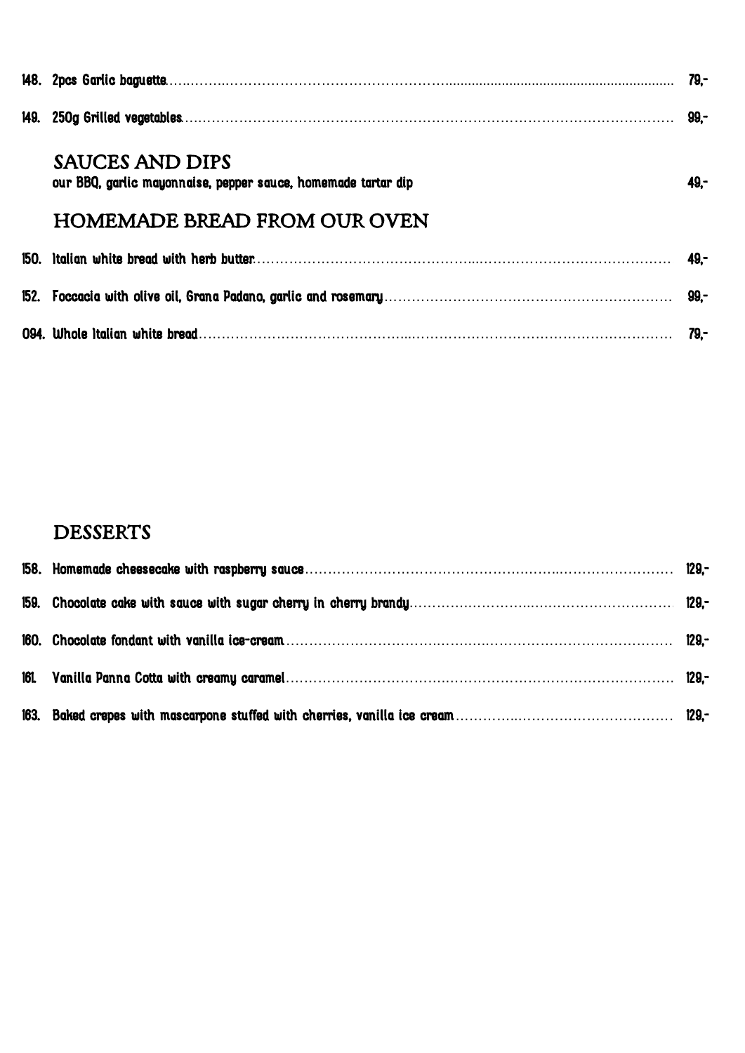148. 2pcs Garlic baguette …… 79,-

149. 250g Grilled vegetables …… 99,-

## SAUCES AND DIPS

our BBQ, garlic mayonnaise, pepper sauce, homemade tartar dip 49,-

## HOMEMADE BREAD FROM OUR OVEN

150. Italian white bread with herb butter …… 49,-

152. Foccacia with olive oil, Grana Padano, garlic and rosemary …… 99,-

094. Whole Italian white bread …… 79,-

## DESSERTS

158. Homemade cheesecake with raspberry sauce …… 129,-

159. Chocolate cake with sauce with sugar cherry in cherry brandy …… 129,-

160. Chocolate fondant with vanilla ice-cream …… 129,-

161. Vanilla Panna Cotta with creamy caramel …… 129,-

163. Baked crepes with mascarpone stuffed with cherries, vanilla ice cream …… 129,-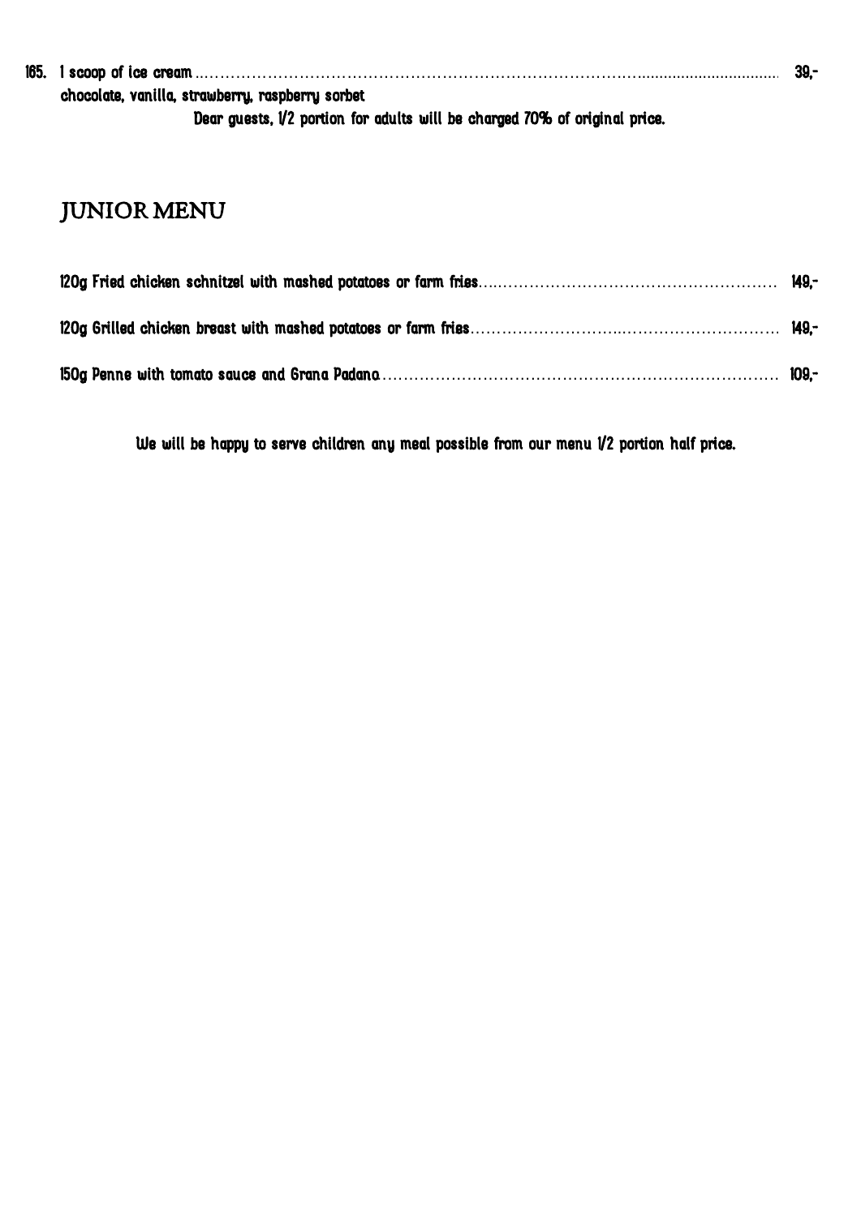165. 1 scoop of ice cream ........................................................................................................................ 39,-
chocolate, vanilla, strawberry, raspberry sorbet

Dear guests, 1/2 portion for adults will be charged 70% of original price.

## JUNIOR MENU

120g Fried chicken schnitzel with mashed potatoes or farm fries ................................................ 149,-

120g Grilled chicken breast with mashed potatoes or farm fries ................................................ 149,-

150g Penne with tomato sauce and Grana Padano ............................................................ 109,-

We will be happy to serve children any meal possible from our menu 1/2 portion half price.